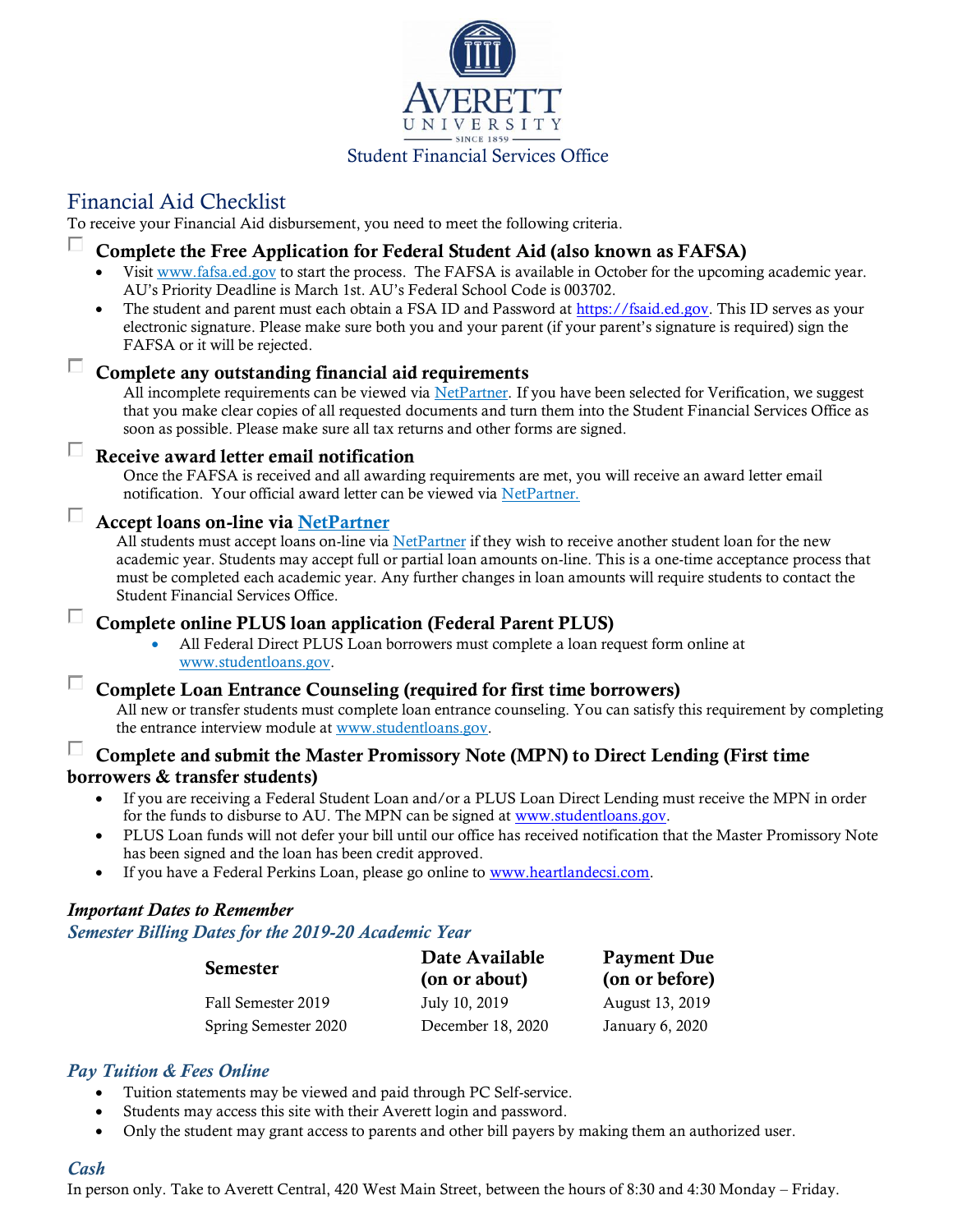AVERETT UNIVERSITY

SINCE 1859

Student Financial Services Office

# Financial Aid Checklist

To receive your Financial Aid disbursement, you need to meet the following criteria.

### ☐ Complete the Free Application for Federal Student Aid (also known as FAFSA)

- Visit www.fafsa.ed.gov to start the process. The FAFSA is available in October for the upcoming academic year. AU's Priority Deadline is March 1st. AU's Federal School Code is 003702.
- The student and parent must each obtain a FSA ID and Password at https://fsaid.ed.gov. This ID serves as your electronic signature. Please make sure both you and your parent (if your parent's signature is required) sign the FAFSA or it will be rejected.

### ☐ Complete any outstanding financial aid requirements

All incomplete requirements can be viewed via NetPartner. If you have been selected for Verification, we suggest that you make clear copies of all requested documents and turn them into the Student Financial Services Office as soon as possible. Please make sure all tax returns and other forms are signed.

### ☐ Receive award letter email notification

Once the FAFSA is received and all awarding requirements are met, you will receive an award letter email notification. Your official award letter can be viewed via NetPartner.

### ☐ Accept loans on-line via NetPartner

All students must accept loans on-line via NetPartner if they wish to receive another student loan for the new academic year. Students may accept full or partial loan amounts on-line. This is a one-time acceptance process that must be completed each academic year. Any further changes in loan amounts will require students to contact the Student Financial Services Office.

### ☐ Complete online PLUS loan application (Federal Parent PLUS)

- All Federal Direct PLUS Loan borrowers must complete a loan request form online at www.studentloans.gov.

### ☐ Complete Loan Entrance Counseling (required for first time borrowers)

All new or transfer students must complete loan entrance counseling. You can satisfy this requirement by completing the entrance interview module at www.studentloans.gov.

### ☐ Complete and submit the Master Promissory Note (MPN) to Direct Lending (First time borrowers & transfer students)

- If you are receiving a Federal Student Loan and/or a PLUS Loan Direct Lending must receive the MPN in order for the funds to disburse to AU. The MPN can be signed at www.studentloans.gov.
- PLUS Loan funds will not defer your bill until our office has received notification that the Master Promissory Note has been signed and the loan has been credit approved.
- If you have a Federal Perkins Loan, please go online to www.heartlandecsi.com.

***Important Dates to Remember***

***Semester Billing Dates for the 2019-20 Academic Year***

| Semester | Date Available (on or about) | Payment Due (on or before) |
|---|---|---|
| Fall Semester 2019 | July 10, 2019 | August 13, 2019 |
| Spring Semester 2020 | December 18, 2020 | January 6, 2020 |

***Pay Tuition & Fees Online***

- Tuition statements may be viewed and paid through PC Self-service.
- Students may access this site with their Averett login and password.
- Only the student may grant access to parents and other bill payers by making them an authorized user.

***Cash***

In person only. Take to Averett Central, 420 West Main Street, between the hours of 8:30 and 4:30 Monday – Friday.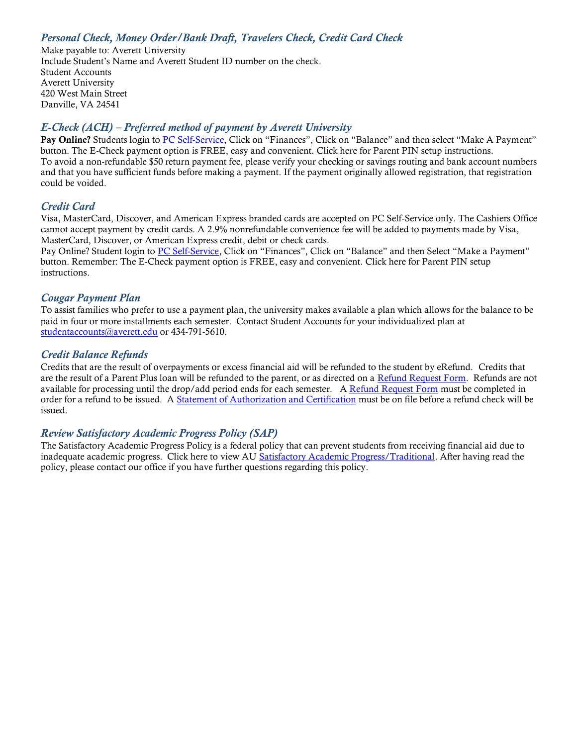### *Personal Check, Money Order/Bank Draft, Travelers Check, Credit Card Check*

Make payable to: Averett University
Include Student's Name and Averett Student ID number on the check.
Student Accounts
Averett University
420 West Main Street
Danville, VA 24541

### *E-Check (ACH) – Preferred method of payment by Averett University*

**Pay Online?** Students login to PC Self-Service, Click on "Finances", Click on "Balance" and then select "Make A Payment" button. The E-Check payment option is FREE, easy and convenient. Click here for Parent PIN setup instructions.
To avoid a non-refundable $50 return payment fee, please verify your checking or savings routing and bank account numbers and that you have sufficient funds before making a payment. If the payment originally allowed registration, that registration could be voided.

### *Credit Card*

Visa, MasterCard, Discover, and American Express branded cards are accepted on PC Self-Service only. The Cashiers Office cannot accept payment by credit cards. A 2.9% nonrefundable convenience fee will be added to payments made by Visa, MasterCard, Discover, or American Express credit, debit or check cards.
Pay Online? Student login to PC Self-Service, Click on "Finances", Click on "Balance" and then Select "Make a Payment" button. Remember: The E-Check payment option is FREE, easy and convenient. Click here for Parent PIN setup instructions.

### *Cougar Payment Plan*

To assist families who prefer to use a payment plan, the university makes available a plan which allows for the balance to be paid in four or more installments each semester. Contact Student Accounts for your individualized plan at studentaccounts@averett.edu or 434-791-5610.

### *Credit Balance Refunds*

Credits that are the result of overpayments or excess financial aid will be refunded to the student by eRefund. Credits that are the result of a Parent Plus loan will be refunded to the parent, or as directed on a Refund Request Form. Refunds are not available for processing until the drop/add period ends for each semester. A Refund Request Form must be completed in order for a refund to be issued. A Statement of Authorization and Certification must be on file before a refund check will be issued.

### *Review Satisfactory Academic Progress Policy (SAP)*

The Satisfactory Academic Progress Policy is a federal policy that can prevent students from receiving financial aid due to inadequate academic progress. Click here to view AU Satisfactory Academic Progress/Traditional. After having read the policy, please contact our office if you have further questions regarding this policy.